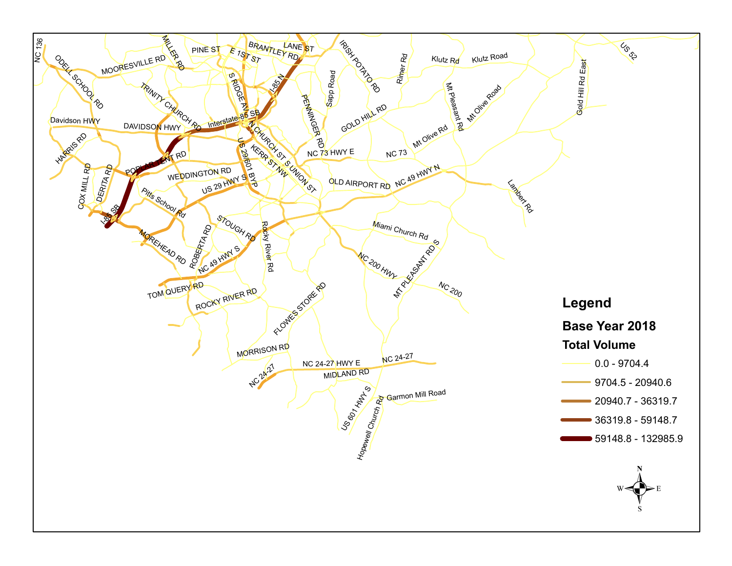## Legend

### Base Year 2018

### Total Volume

- 0.0 - 9704.4
- 9704.5 - 20940.6
- 20940.7 - 36319.7
- 36319.8 - 59148.7
- 59148.8 - 132985.9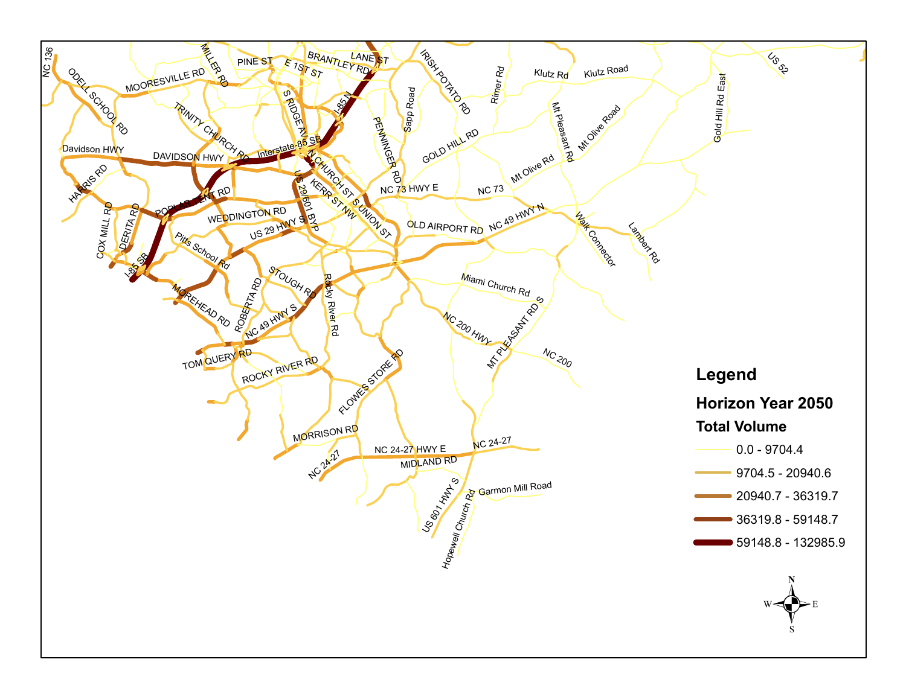NC 136
ODELL SCHOOL RD
MOORESVILLE RD
MILLER RD
PINE ST
E 1ST ST
BRANTLEY RD
LANE ST
IRISH POTATO RD
Rimer Rd
Klutz Rd
Klutz Road
US 52
S RIDGE AV
I-85 N
Sapp Road
TRINITY CHURCH RD
Interstate-85 SB
PENNINGER RD
GOLD HILL RD
Mt Pleasant Rd
Mt Olive Road
Gold Hill Rd East
Davidson HWY
DAVIDSON HWY
N CHURCH ST
Mt Olive Rd
HARRIS RD
US 29/601 BYP
KERR ST NW
S UNION ST
NC 73 HWY E
NC 73
POPLAR TENT RD
COX MILL RD
DERITA RD
WEDDINGTON RD
NC 49 HWY N
OLD AIRPORT RD
Walk Connector
Lambert Rd
US 29 HWY S
Pitts School Rd
I-85 SB
STOUGH RD
Miami Church Rd
Rocky River Rd
MOREHEAD RD
ROBERTA RD
NC 49 HWY S
NC 200 HWY
MT PLEASANT RD S
TOM QUERY RD
NC 200
FLOWES STORE RD
ROCKY RIVER RD
MORRISON RD
NC 24-27
NC 24-27 HWY E
NC 24-27
MIDLAND RD
US 601 HWY S
Hopewell Church Rd
Garmon Mill Road

**Legend**

**Horizon Year 2050**

**Total Volume**

0.0 - 9704.4
9704.5 - 20940.6
20940.7 - 36319.7
36319.8 - 59148.7
59148.8 - 132985.9

N
W
E
S